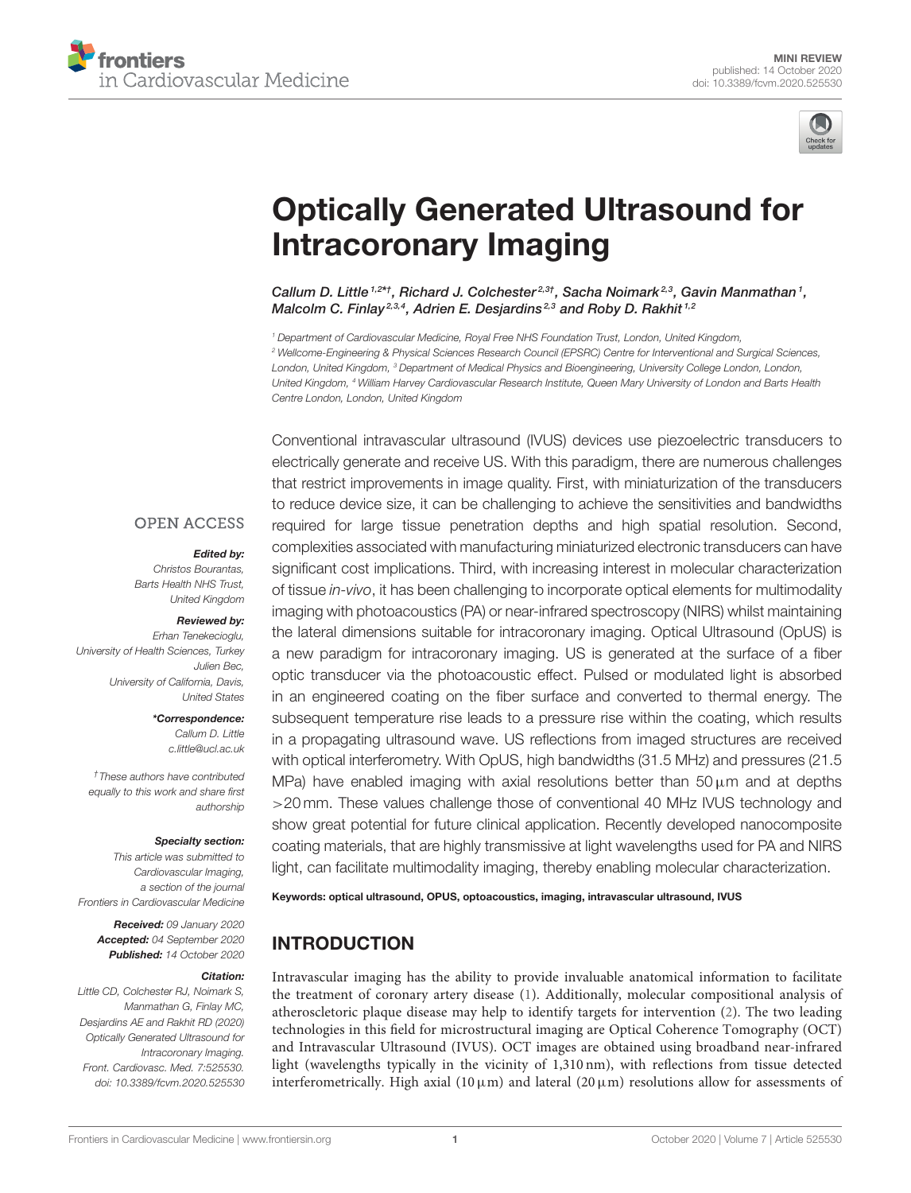MINI REVIEW
published: 14 October 2020
doi: 10.3389/fcvm.2020.525530

# Optically Generated Ultrasound for Intracoronary Imaging

*Callum D. Little[1,2*†], Richard J. Colchester[2,3†], Sacha Noimark[2,3], Gavin Manmathan[1], Malcolm C. Finlay[2,3,4], Adrien E. Desjardins[2,3] and Roby D. Rakhit[1,2]*

[1] Department of Cardiovascular Medicine, Royal Free NHS Foundation Trust, London, United Kingdom, [2] Wellcome-Engineering & Physical Sciences Research Council (EPSRC) Centre for Interventional and Surgical Sciences, London, United Kingdom, [3] Department of Medical Physics and Bioengineering, University College London, London, United Kingdom, [4] William Harvey Cardiovascular Research Institute, Queen Mary University of London and Barts Health Centre London, London, United Kingdom

OPEN ACCESS

***Edited by:***
Christos Bourantas,
Barts Health NHS Trust,
United Kingdom

***Reviewed by:***
Erhan Tenekecioglu,
University of Health Sciences, Turkey
Julien Bec,
University of California, Davis,
United States

***\*Correspondence:***
Callum D. Little
c.little@ucl.ac.uk

†These authors have contributed equally to this work and share first authorship

***Specialty section:***
This article was submitted to Cardiovascular Imaging, a section of the journal Frontiers in Cardiovascular Medicine

***Received:*** 09 January 2020
***Accepted:*** 04 September 2020
***Published:*** 14 October 2020

***Citation:***
Little CD, Colchester RJ, Noimark S, Manmathan G, Finlay MC, Desjardins AE and Rakhit RD (2020) Optically Generated Ultrasound for Intracoronary Imaging. Front. Cardiovasc. Med. 7:525530. doi: 10.3389/fcvm.2020.525530

Conventional intravascular ultrasound (IVUS) devices use piezoelectric transducers to electrically generate and receive US. With this paradigm, there are numerous challenges that restrict improvements in image quality. First, with miniaturization of the transducers to reduce device size, it can be challenging to achieve the sensitivities and bandwidths required for large tissue penetration depths and high spatial resolution. Second, complexities associated with manufacturing miniaturized electronic transducers can have significant cost implications. Third, with increasing interest in molecular characterization of tissue *in-vivo*, it has been challenging to incorporate optical elements for multimodality imaging with photoacoustics (PA) or near-infrared spectroscopy (NIRS) whilst maintaining the lateral dimensions suitable for intracoronary imaging. Optical Ultrasound (OpUS) is a new paradigm for intracoronary imaging. US is generated at the surface of a fiber optic transducer via the photoacoustic effect. Pulsed or modulated light is absorbed in an engineered coating on the fiber surface and converted to thermal energy. The subsequent temperature rise leads to a pressure rise within the coating, which results in a propagating ultrasound wave. US reflections from imaged structures are received with optical interferometry. With OpUS, high bandwidths (31.5 MHz) and pressures (21.5 MPa) have enabled imaging with axial resolutions better than 50 μm and at depths >20 mm. These values challenge those of conventional 40 MHz IVUS technology and show great potential for future clinical application. Recently developed nanocomposite coating materials, that are highly transmissive at light wavelengths used for PA and NIRS light, can facilitate multimodality imaging, thereby enabling molecular characterization.

**Keywords: optical ultrasound, OPUS, optoacoustics, imaging, intravascular ultrasound, IVUS**

## INTRODUCTION

Intravascular imaging has the ability to provide invaluable anatomical information to facilitate the treatment of coronary artery disease (1). Additionally, molecular compositional analysis of atheroscletoric plaque disease may help to identify targets for intervention (2). The two leading technologies in this field for microstructural imaging are Optical Coherence Tomography (OCT) and Intravascular Ultrasound (IVUS). OCT images are obtained using broadband near-infrared light (wavelengths typically in the vicinity of 1,310 nm), with reflections from tissue detected interferometrically. High axial (10 μm) and lateral (20 μm) resolutions allow for assessments of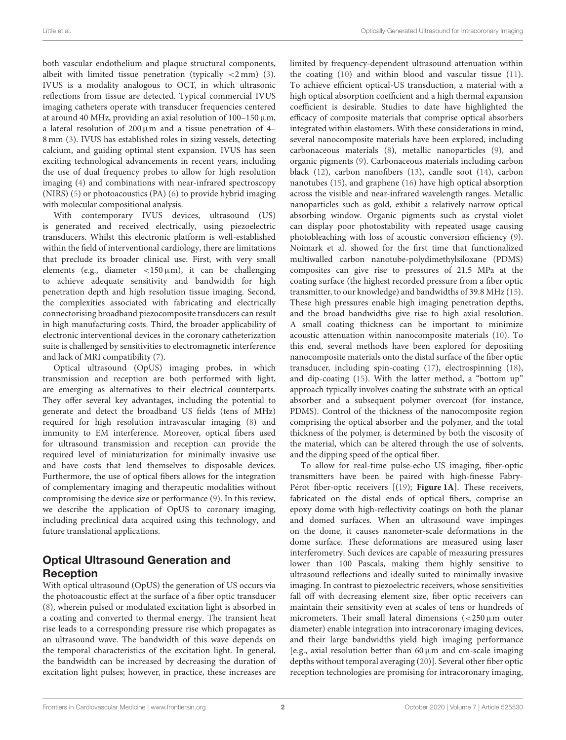both vascular endothelium and plaque structural components, albeit with limited tissue penetration (typically <2 mm) (3). IVUS is a modality analogous to OCT, in which ultrasonic reflections from tissue are detected. Typical commercial IVUS imaging catheters operate with transducer frequencies centered at around 40 MHz, providing an axial resolution of 100–150 µm, a lateral resolution of 200 µm and a tissue penetration of 4–8 mm (3). IVUS has established roles in sizing vessels, detecting calcium, and guiding optimal stent expansion. IVUS has seen exciting technological advancements in recent years, including the use of dual frequency probes to allow for high resolution imaging (4) and combinations with near-infrared spectroscopy (NIRS) (5) or photoacoustics (PA) (6) to provide hybrid imaging with molecular compositional analysis.

With contemporary IVUS devices, ultrasound (US) is generated and received electrically, using piezoelectric transducers. Whilst this electronic platform is well-established within the field of interventional cardiology, there are limitations that preclude its broader clinical use. First, with very small elements (e.g., diameter <150 µm), it can be challenging to achieve adequate sensitivity and bandwidth for high penetration depth and high resolution tissue imaging. Second, the complexities associated with fabricating and electrically connectorising broadband piezocomposite transducers can result in high manufacturing costs. Third, the broader applicability of electronic interventional devices in the coronary catheterization suite is challenged by sensitivities to electromagnetic interference and lack of MRI compatibility (7).

Optical ultrasound (OpUS) imaging probes, in which transmission and reception are both performed with light, are emerging as alternatives to their electrical counterparts. They offer several key advantages, including the potential to generate and detect the broadband US fields (tens of MHz) required for high resolution intravascular imaging (8) and immunity to EM interference. Moreover, optical fibers used for ultrasound transmission and reception can provide the required level of miniaturization for minimally invasive use and have costs that lend themselves to disposable devices. Furthermore, the use of optical fibers allows for the integration of complementary imaging and therapeutic modalities without compromising the device size or performance (9). In this review, we describe the application of OpUS to coronary imaging, including preclinical data acquired using this technology, and future translational applications.

## Optical Ultrasound Generation and Reception

With optical ultrasound (OpUS) the generation of US occurs via the photoacoustic effect at the surface of a fiber optic transducer (8), wherein pulsed or modulated excitation light is absorbed in a coating and converted to thermal energy. The transient heat rise leads to a corresponding pressure rise which propagates as an ultrasound wave. The bandwidth of this wave depends on the temporal characteristics of the excitation light. In general, the bandwidth can be increased by decreasing the duration of excitation light pulses; however, in practice, these increases are limited by frequency-dependent ultrasound attenuation within the coating (10) and within blood and vascular tissue (11). To achieve efficient optical-US transduction, a material with a high optical absorption coefficient and a high thermal expansion coefficient is desirable. Studies to date have highlighted the efficacy of composite materials that comprise optical absorbers integrated within elastomers. With these considerations in mind, several nanocomposite materials have been explored, including carbonaceous materials (8), metallic nanoparticles (9), and organic pigments (9). Carbonaceous materials including carbon black (12), carbon nanofibers (13), candle soot (14), carbon nanotubes (15), and graphene (16) have high optical absorption across the visible and near-infrared wavelength ranges. Metallic nanoparticles such as gold, exhibit a relatively narrow optical absorbing window. Organic pigments such as crystal violet can display poor photostability with repeated usage causing photobleaching with loss of acoustic conversion efficiency (9). Noimark et al. showed for the first time that functionalized multiwalled carbon nanotube-polydimethylsiloxane (PDMS) composites can give rise to pressures of 21.5 MPa at the coating surface (the highest recorded pressure from a fiber optic transmitter, to our knowledge) and bandwidths of 39.8 MHz (15). These high pressures enable high imaging penetration depths, and the broad bandwidths give rise to high axial resolution. A small coating thickness can be important to minimize acoustic attenuation within nanocomposite materials (10). To this end, several methods have been explored for depositing nanocomposite materials onto the distal surface of the fiber optic transducer, including spin-coating (17), electrospinning (18), and dip-coating (15). With the latter method, a "bottom up" approach typically involves coating the substrate with an optical absorber and a subsequent polymer overcoat (for instance, PDMS). Control of the thickness of the nanocomposite region comprising the optical absorber and the polymer, and the total thickness of the polymer, is determined by both the viscosity of the material, which can be altered through the use of solvents, and the dipping speed of the optical fiber.

To allow for real-time pulse-echo US imaging, fiber-optic transmitters have been be paired with high-finesse Fabry-Pérot fiber-optic receivers [(19); **Figure 1A**]. These receivers, fabricated on the distal ends of optical fibers, comprise an epoxy dome with high-reflectivity coatings on both the planar and domed surfaces. When an ultrasound wave impinges on the dome, it causes nanometer-scale deformations in the dome surface. These deformations are measured using laser interferometry. Such devices are capable of measuring pressures lower than 100 Pascals, making them highly sensitive to ultrasound reflections and ideally suited to minimally invasive imaging. In contrast to piezoelectric receivers, whose sensitivities fall off with decreasing element size, fiber optic receivers can maintain their sensitivity even at scales of tens or hundreds of micrometers. Their small lateral dimensions (<250 µm outer diameter) enable integration into intracoronary imaging devices, and their large bandwidths yield high imaging performance [e.g., axial resolution better than 60 µm and cm-scale imaging depths without temporal averaging (20)]. Several other fiber optic reception technologies are promising for intracoronary imaging,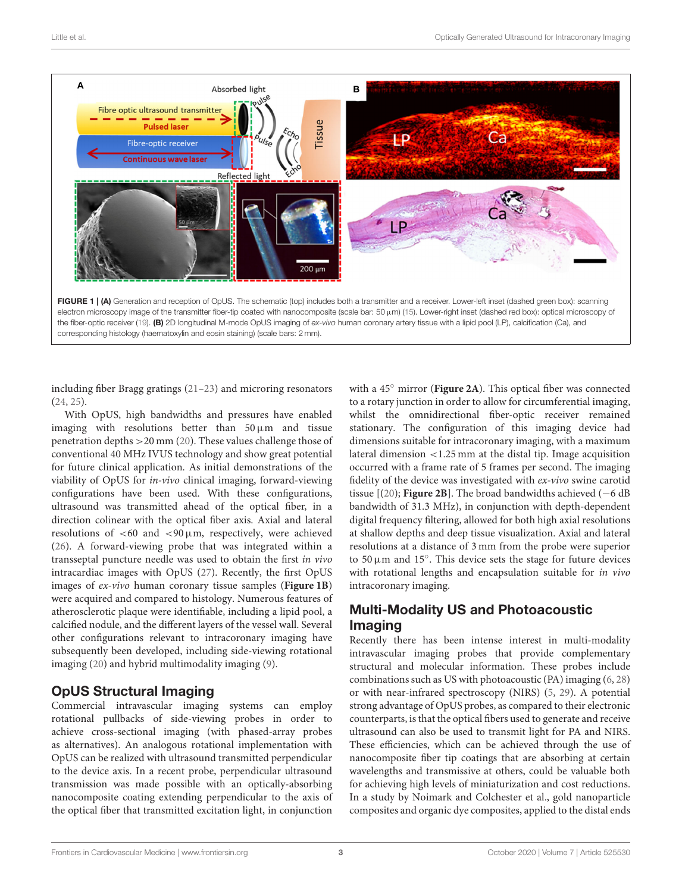**FIGURE 1 | (A)** Generation and reception of OpUS. The schematic (top) includes both a transmitter and a receiver. Lower-left inset (dashed green box): scanning electron microscopy image of the transmitter fiber-tip coated with nanocomposite (scale bar: 50 μm) (15). Lower-right inset (dashed red box): optical microscopy of the fiber-optic receiver (19). **(B)** 2D longitudinal M-mode OpUS imaging of *ex-vivo* human coronary artery tissue with a lipid pool (LP), calcification (Ca), and corresponding histology (haematoxylin and eosin staining) (scale bars: 2 mm).

including fiber Bragg gratings (21–23) and microring resonators (24, 25).

With OpUS, high bandwidths and pressures have enabled imaging with resolutions better than 50 μm and tissue penetration depths >20 mm (20). These values challenge those of conventional 40 MHz IVUS technology and show great potential for future clinical application. As initial demonstrations of the viability of OpUS for *in-vivo* clinical imaging, forward-viewing configurations have been used. With these configurations, ultrasound was transmitted ahead of the optical fiber, in a direction colinear with the optical fiber axis. Axial and lateral resolutions of <60 and <90 μm, respectively, were achieved (26). A forward-viewing probe that was integrated within a transseptal puncture needle was used to obtain the first *in vivo* intracardiac images with OpUS (27). Recently, the first OpUS images of *ex-vivo* human coronary tissue samples (**Figure 1B**) were acquired and compared to histology. Numerous features of atherosclerotic plaque were identifiable, including a lipid pool, a calcified nodule, and the different layers of the vessel wall. Several other configurations relevant to intracoronary imaging have subsequently been developed, including side-viewing rotational imaging (20) and hybrid multimodality imaging (9).

## OpUS Structural Imaging

Commercial intravascular imaging systems can employ rotational pullbacks of side-viewing probes in order to achieve cross-sectional imaging (with phased-array probes as alternatives). An analogous rotational implementation with OpUS can be realized with ultrasound transmitted perpendicular to the device axis. In a recent probe, perpendicular ultrasound transmission was made possible with an optically-absorbing nanocomposite coating extending perpendicular to the axis of the optical fiber that transmitted excitation light, in conjunction with a 45° mirror (**Figure 2A**). This optical fiber was connected to a rotary junction in order to allow for circumferential imaging, whilst the omnidirectional fiber-optic receiver remained stationary. The configuration of this imaging device had dimensions suitable for intracoronary imaging, with a maximum lateral dimension <1.25 mm at the distal tip. Image acquisition occurred with a frame rate of 5 frames per second. The imaging fidelity of the device was investigated with *ex-vivo* swine carotid tissue [(20); **Figure 2B**]. The broad bandwidths achieved (−6 dB bandwidth of 31.3 MHz), in conjunction with depth-dependent digital frequency filtering, allowed for both high axial resolutions at shallow depths and deep tissue visualization. Axial and lateral resolutions at a distance of 3 mm from the probe were superior to 50 μm and 15°. This device sets the stage for future devices with rotational lengths and encapsulation suitable for *in vivo* intracoronary imaging.

## Multi-Modality US and Photoacoustic Imaging

Recently there has been intense interest in multi-modality intravascular imaging probes that provide complementary structural and molecular information. These probes include combinations such as US with photoacoustic (PA) imaging (6, 28) or with near-infrared spectroscopy (NIRS) (5, 29). A potential strong advantage of OpUS probes, as compared to their electronic counterparts, is that the optical fibers used to generate and receive ultrasound can also be used to transmit light for PA and NIRS. These efficiencies, which can be achieved through the use of nanocomposite fiber tip coatings that are absorbing at certain wavelengths and transmissive at others, could be valuable both for achieving high levels of miniaturization and cost reductions. In a study by Noimark and Colchester et al., gold nanoparticle composites and organic dye composites, applied to the distal ends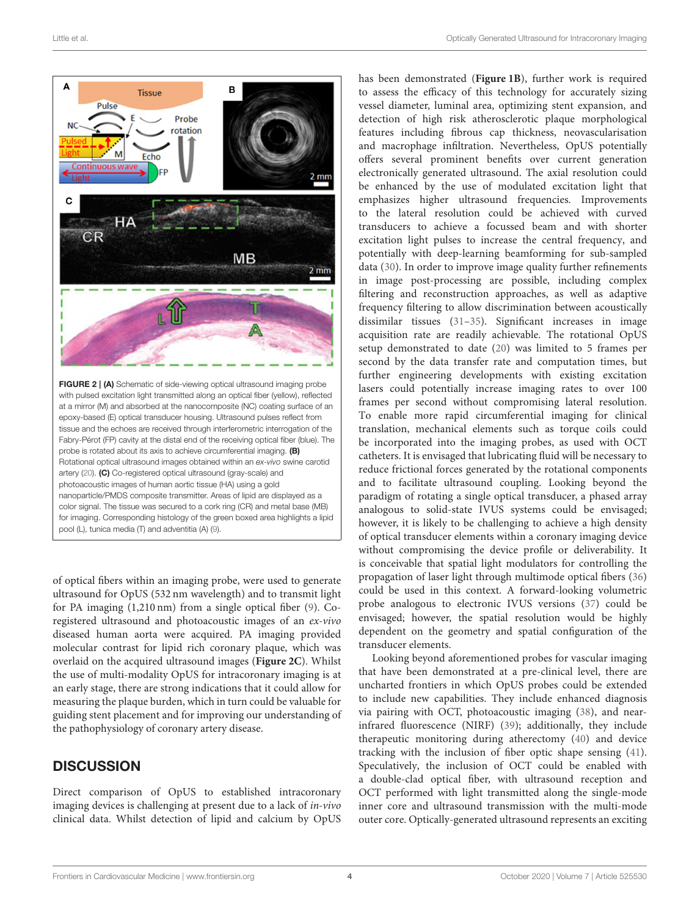**FIGURE 2 | (A)** Schematic of side-viewing optical ultrasound imaging probe with pulsed excitation light transmitted along an optical fiber (yellow), reflected at a mirror (M) and absorbed at the nanocomposite (NC) coating surface of an epoxy-based (E) optical transducer housing. Ultrasound pulses reflect from tissue and the echoes are received through interferometric interrogation of the Fabry-Pérot (FP) cavity at the distal end of the receiving optical fiber (blue). The probe is rotated about its axis to achieve circumferential imaging. **(B)** Rotational optical ultrasound images obtained within an *ex-vivo* swine carotid artery (20). **(C)** Co-registered optical ultrasound (gray-scale) and photoacoustic images of human aortic tissue (HA) using a gold nanoparticle/PMDS composite transmitter. Areas of lipid are displayed as a color signal. The tissue was secured to a cork ring (CR) and metal base (MB) for imaging. Corresponding histology of the green boxed area highlights a lipid pool (L), tunica media (T) and adventitia (A) (9).

of optical fibers within an imaging probe, were used to generate ultrasound for OpUS (532 nm wavelength) and to transmit light for PA imaging (1,210 nm) from a single optical fiber (9). Co-registered ultrasound and photoacoustic images of an *ex-vivo* diseased human aorta were acquired. PA imaging provided molecular contrast for lipid rich coronary plaque, which was overlaid on the acquired ultrasound images (**Figure 2C**). Whilst the use of multi-modality OpUS for intracoronary imaging is at an early stage, there are strong indications that it could allow for measuring the plaque burden, which in turn could be valuable for guiding stent placement and for improving our understanding of the pathophysiology of coronary artery disease.

## DISCUSSION

Direct comparison of OpUS to established intracoronary imaging devices is challenging at present due to a lack of *in-vivo* clinical data. Whilst detection of lipid and calcium by OpUS has been demonstrated (**Figure 1B**), further work is required to assess the efficacy of this technology for accurately sizing vessel diameter, luminal area, optimizing stent expansion, and detection of high risk atherosclerotic plaque morphological features including fibrous cap thickness, neovascularisation and macrophage infiltration. Nevertheless, OpUS potentially offers several prominent benefits over current generation electronically generated ultrasound. The axial resolution could be enhanced by the use of modulated excitation light that emphasizes higher ultrasound frequencies. Improvements to the lateral resolution could be achieved with curved transducers to achieve a focussed beam and with shorter excitation light pulses to increase the central frequency, and potentially with deep-learning beamforming for sub-sampled data (30). In order to improve image quality further refinements in image post-processing are possible, including complex filtering and reconstruction approaches, as well as adaptive frequency filtering to allow discrimination between acoustically dissimilar tissues (31–35). Significant increases in image acquisition rate are readily achievable. The rotational OpUS setup demonstrated to date (20) was limited to 5 frames per second by the data transfer rate and computation times, but further engineering developments with existing excitation lasers could potentially increase imaging rates to over 100 frames per second without compromising lateral resolution. To enable more rapid circumferential imaging for clinical translation, mechanical elements such as torque coils could be incorporated into the imaging probes, as used with OCT catheters. It is envisaged that lubricating fluid will be necessary to reduce frictional forces generated by the rotational components and to facilitate ultrasound coupling. Looking beyond the paradigm of rotating a single optical transducer, a phased array analogous to solid-state IVUS systems could be envisaged; however, it is likely to be challenging to achieve a high density of optical transducer elements within a coronary imaging device without compromising the device profile or deliverability. It is conceivable that spatial light modulators for controlling the propagation of laser light through multimode optical fibers (36) could be used in this context. A forward-looking volumetric probe analogous to electronic IVUS versions (37) could be envisaged; however, the spatial resolution would be highly dependent on the geometry and spatial configuration of the transducer elements.

Looking beyond aforementioned probes for vascular imaging that have been demonstrated at a pre-clinical level, there are uncharted frontiers in which OpUS probes could be extended to include new capabilities. They include enhanced diagnosis via pairing with OCT, photoacoustic imaging (38), and near-infrared fluorescence (NIRF) (39); additionally, they include therapeutic monitoring during atherectomy (40) and device tracking with the inclusion of fiber optic shape sensing (41). Speculatively, the inclusion of OCT could be enabled with a double-clad optical fiber, with ultrasound reception and OCT performed with light transmitted along the single-mode inner core and ultrasound transmission with the multi-mode outer core. Optically-generated ultrasound represents an exciting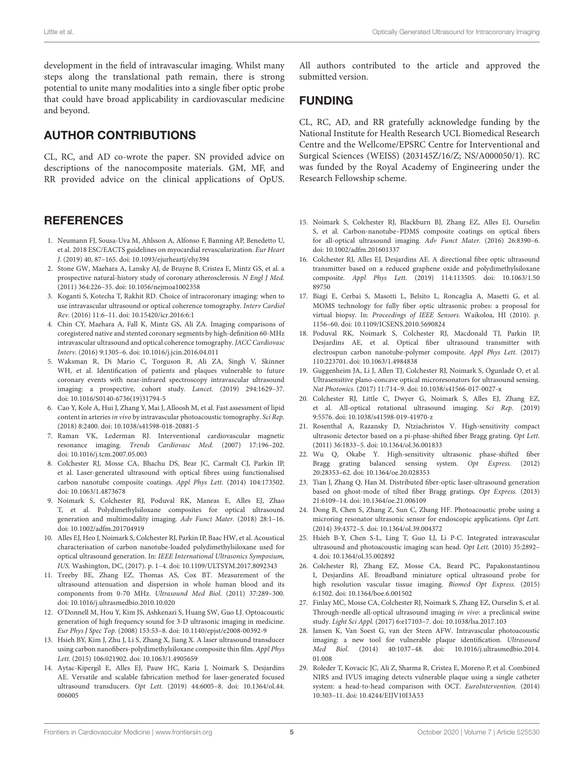development in the field of intravascular imaging. Whilst many steps along the translational path remain, there is strong potential to unite many modalities into a single fiber optic probe that could have broad applicability in cardiovascular medicine and beyond.

## AUTHOR CONTRIBUTIONS

CL, RC, and AD co-wrote the paper. SN provided advice on descriptions of the nanocomposite materials. GM, MF, and RR provided advice on the clinical applications of OpUS. All authors contributed to the article and approved the submitted version.

## FUNDING

CL, RC, AD, and RR gratefully acknowledge funding by the National Institute for Health Research UCL Biomedical Research Centre and the Wellcome/EPSRC Centre for Interventional and Surgical Sciences (WEISS) (203145Z/16/Z; NS/A000050/1). RC was funded by the Royal Academy of Engineering under the Research Fellowship scheme.

## REFERENCES

1. Neumann FJ, Sousa-Uva M, Ahlsson A, Alfonso F, Banning AP, Benedetto U, et al. 2018 ESC/EACTS guidelines on myocardial revascularization. *Eur Heart J.* (2019) 40, 87–165. doi: 10.1093/ejurheartj/ehy394
2. Stone GW, Maehara A, Lansky AJ, de Bruyne B, Cristea E, Mintz GS, et al. a prospective natural-history study of coronary atherosclerosis. *N Engl J Med.* (2011) 364:226–35. doi: 10.1056/nejmoa1002358
3. Koganti S, Kotecha T, Rakhit RD. Choice of intracoronary imaging: when to use intravascular ultrasound or optical coherence tomography. *Interv Cardiol Rev.* (2016) 11:6–11. doi: 10.15420/icr.2016:6:1
4. Chin CY, Maehara A, Fall K, Mintz GS, Ali ZA. Imaging comparisons of coregistered native and stented coronary segments by high-definition 60-MHz intravascular ultrasound and optical coherence tomography. *JACC Cardiovasc Interv.* (2016) 9:1305–6. doi: 10.1016/j.jcin.2016.04.011
5. Waksman R, Di Mario C, Torguson R, Ali ZA, Singh V, Skinner WH, et al. Identification of patients and plaques vulnerable to future coronary events with near-infrared spectroscopy intravascular ultrasound imaging: a prospective, cohort study. *Lancet.* (2019) 294:1629–37. doi: 10.1016/S0140-6736(19)31794-5
6. Cao Y, Kole A, Hui J, Zhang Y, Mai J, Alloosh M, et al. Fast assessment of lipid content in arteries *in vivo* by intravascular photoacoustic tomography. *Sci Rep.* (2018) 8:2400. doi: 10.1038/s41598-018-20881-5
7. Raman VK, Lederman RJ. Interventional cardiovascular magnetic resonance imaging. *Trends Cardiovasc Med.* (2007) 17:196–202. doi: 10.1016/j.tcm.2007.05.003
8. Colchester RJ, Mosse CA, Bhachu DS, Bear JC, Carmalt CJ, Parkin IP, et al. Laser-generated ultrasound with optical fibres using functionalised carbon nanotube composite coatings. *Appl Phys Lett.* (2014) 104:173502. doi: 10.1063/1.4873678
9. Noimark S, Colchester RJ, Poduval RK, Maneas E, Alles EJ, Zhao T, et al. Polydimethylsiloxane composites for optical ultrasound generation and multimodality imaging. *Adv Funct Mater.* (2018) 28:1–16. doi: 10.1002/adfm.201704919
10. Alles EJ, Heo J, Noimark S, Colchester RJ, Parkin IP, Baac HW, et al. Acoustical characterisation of carbon nanotube-loaded polydimethylsiloxane used for optical ultrasound generation. In: *IEEE International Ultrasonics Symposium, IUS.* Washington, DC, (2017). p. 1–4. doi: 10.1109/ULTSYM.2017.8092343
11. Treeby BE, Zhang EZ, Thomas AS, Cox BT. Measurement of the ultrasound attenuation and dispersion in whole human blood and its components from 0-70 MHz. *Ultrasound Med Biol.* (2011) 37:289–300. doi: 10.1016/j.ultrasmedbio.2010.10.020
12. O'Donnell M, Hou Y, Kim JS, Ashkenazi S, Huang SW, Guo LJ. Optoacoustic generation of high frequency sound for 3-D ultrasonic imaging in medicine. *Eur Phys J Spec Top.* (2008) 153:53–8. doi: 10.1140/epjst/e2008-00392-9
13. Hsieh BY, Kim J, Zhu J, Li S, Zhang X, Jiang X. A laser ultrasound transducer using carbon nanofibers-polydimethylsiloxane composite thin film. *Appl Phys Lett.* (2015) 106:021902. doi: 10.1063/1.4905659
14. Aytac-Kipergil E, Alles EJ, Pauw HC, Karia J, Noimark S, Desjardins AE. Versatile and scalable fabrication method for laser-generated focused ultrasound transducers. *Opt Lett.* (2019) 44:6005–8. doi: 10.1364/ol.44.006005
15. Noimark S, Colchester RJ, Blackburn BJ, Zhang EZ, Alles EJ, Ourselin S, et al. Carbon-nanotube–PDMS composite coatings on optical fibers for all-optical ultrasound imaging. *Adv Funct Mater.* (2016) 26:8390–6. doi: 10.1002/adfm.201601337
16. Colchester RJ, Alles EJ, Desjardins AE. A directional fibre optic ultrasound transmitter based on a reduced graphene oxide and polydimethylsiloxane composite. *Appl Phys Lett.* (2019) 114:113505. doi: 10.1063/1.5089750
17. Biagi E, Cerbai S, Masotti L, Belsito L, Roncaglia A, Masetti G, et al. MOMS technology for fully fiber optic ultrasonic probes: a proposal for virtual biopsy. In: *Proceedings of IEEE Sensors.* Waikoloa, HI (2010). p. 1156–60. doi: 10.1109/ICSENS.2010.5690824
18. Poduval RK, Noimark S, Colchester RJ, Macdonald TJ, Parkin IP, Desjardins AE, et al. Optical fiber ultrasound transmitter with electrospun carbon nanotube-polymer composite. *Appl Phys Lett.* (2017) 110:223701. doi: 10.1063/1.4984838
19. Guggenheim JA, Li J, Allen TJ, Colchester RJ, Noimark S, Ogunlade O, et al. Ultrasensitive plano-concave optical microresonators for ultrasound sensing. *Nat Photonics.* (2017) 11:714–9. doi: 10.1038/s41566-017-0027-x
20. Colchester RJ, Little C, Dwyer G, Noimark S, Alles EJ, Zhang EZ, et al. All-optical rotational ultrasound imaging. *Sci Rep.* (2019) 9:5576. doi: 10.1038/s41598-019-41970-z
21. Rosenthal A, Razansky D, Ntziachristos V. High-sensitivity compact ultrasonic detector based on a pi-phase-shifted fiber Bragg grating. *Opt Lett.* (2011) 36:1833–5. doi: 10.1364/ol.36.001833
22. Wu Q, Okabe Y. High-sensitivity ultrasonic phase-shifted fiber Bragg grating balanced sensing system. *Opt Express.* (2012) 20:28353–62. doi: 10.1364/oe.20.028353
23. Tian J, Zhang Q, Han M. Distributed fiber-optic laser-ultrasound generation based on ghost-mode of tilted fiber Bragg gratings. *Opt Express.* (2013) 21:6109–14. doi: 10.1364/oe.21.006109
24. Dong B, Chen S, Zhang Z, Sun C, Zhang HF. Photoacoustic probe using a microring resonator ultrasonic sensor for endoscopic applications. *Opt Lett.* (2014) 39:4372–5. doi: 10.1364/ol.39.004372
25. Hsieh B-Y, Chen S-L, Ling T, Guo LJ, Li P-C. Integrated intravascular ultrasound and photoacoustic imaging scan head. *Opt Lett.* (2010) 35:2892–4. doi: 10.1364/ol.35.002892
26. Colchester RJ, Zhang EZ, Mosse CA, Beard PC, Papakonstantinou I, Desjardins AE. Broadband miniature optical ultrasound probe for high resolution vascular tissue imaging. *Biomed Opt Express.* (2015) 6:1502. doi: 10.1364/boe.6.001502
27. Finlay MC, Mosse CA, Colchester RJ, Noimark S, Zhang EZ, Ourselin S, et al. Through-needle all-optical ultrasound imaging *in vivo*: a preclinical swine study. *Light Sci Appl.* (2017) 6:e17103–7. doi: 10.1038/lsa.2017.103
28. Jansen K, Van Soest G, van der Steen AFW. Intravascular photoacoustic imaging: a new tool for vulnerable plaque identification. *Ultrasound Med Biol.* (2014) 40:1037–48. doi: 10.1016/j.ultrasmedbio.2014.01.008
29. Roleder T, Kovacic JC, Ali Z, Sharma R, Cristea E, Moreno P, et al. Combined NIRS and IVUS imaging detects vulnerable plaque using a single catheter system: a head-to-head comparison with OCT. *EuroIntervention.* (2014) 10:303–11. doi: 10.4244/EIJV10I3A53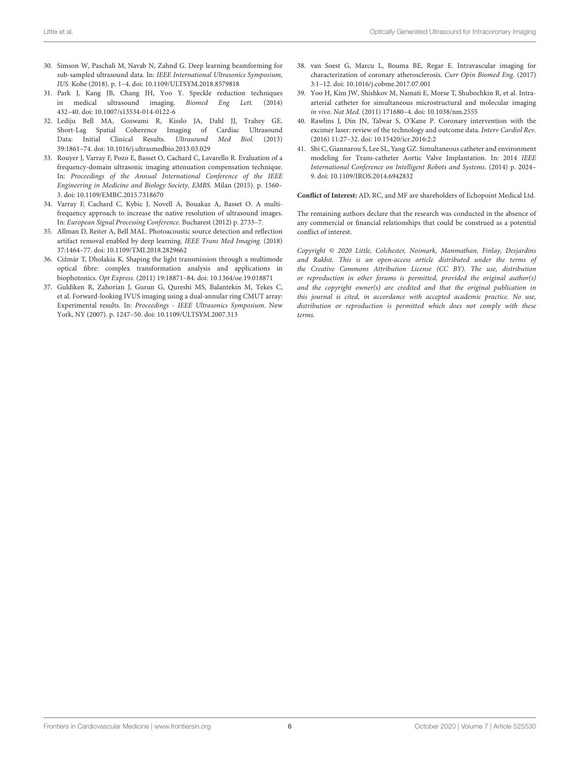30. Simson W, Paschali M, Navab N, Zahnd G. Deep learning beamforming for sub-sampled ultrasound data. In: *IEEE International Ultrasonics Symposium, IUS*. Kobe (2018). p. 1–4. doi: 10.1109/ULTSYM.2018.8579818
31. Park J, Kang JB, Chang JH, Yoo Y. Speckle reduction techniques in medical ultrasound imaging. *Biomed Eng Lett.* (2014) 432–40. doi: 10.1007/s13534-014-0122-6
32. Lediju Bell MA, Goswami R, Kisslo JA, Dahl JJ, Trahey GE. Short-Lag Spatial Coherence Imaging of Cardiac Ultrasound Data: Initial Clinical Results. *Ultrasound Med Biol.* (2013) 39:1861–74. doi: 10.1016/j.ultrasmedbio.2013.03.029
33. Rouyer J, Varray F, Pozo E, Basset O, Cachard C, Lavarello R. Evaluation of a frequency-domain ultrasonic imaging attenuation compensation technique. In: *Proceedings of the Annual International Conference of the IEEE Engineering in Medicine and Biology Society, EMBS*. Milan (2015). p. 1560–3. doi: 10.1109/EMBC.2015.7318670
34. Varray F, Cachard C, Kybic J, Novell A, Bouakaz A, Basset O. A multi-frequency approach to increase the native resolution of ultrasound images. In: *European Signal Processing Conference*. Bucharest (2012) p. 2733–7.
35. Allman D, Reiter A, Bell MAL. Photoacoustic source detection and reflection artifact removal enabled by deep learning. *IEEE Trans Med Imaging.* (2018) 37:1464–77. doi: 10.1109/TMI.2018.2829662
36. Čižmár T, Dholakia K. Shaping the light transmission through a multimode optical fibre: complex transformation analysis and applications in biophotonics. *Opt Express.* (2011) 19:18871–84. doi: 10.1364/oe.19.018871
37. Guldiken R, Zahorian J, Gurun G, Qureshi MS, Balantekin M, Tekes C, et al. Forward-looking IVUS imaging using a dual-annular ring CMUT array: Experimental results. In: *Proceedings - IEEE Ultrasonics Symposium*. New York, NY (2007). p. 1247–50. doi: 10.1109/ULTSYM.2007.313
38. van Soest G, Marcu L, Bouma BE, Regar E. Intravascular imaging for characterization of coronary atherosclerosis. *Curr Opin Biomed Eng.* (2017) 3:1–12. doi: 10.1016/j.cobme.2017.07.001
39. Yoo H, Kim JW, Shishkov M, Namati E, Morse T, Shubochkin R, et al. Intra-arterial catheter for simultaneous microstructural and molecular imaging *in vivo*. *Nat Med.* (2011) 171680–4. doi: 10.1038/nm.2555
40. Rawlins J, Din JN, Talwar S, O'Kane P. Coronary intervention with the excimer laser: review of the technology and outcome data. *Interv Cardiol Rev.* (2016) 11:27–32. doi: 10.15420/icr.2016:2:2
41. Shi C, Giannarou S, Lee SL, Yang GZ. Simultaneous catheter and environment modeling for Trans-catheter Aortic Valve Implantation. In: 2014 *IEEE International Conference on Intelligent Robots and Systems*. (2014) p. 2024–9. doi: 10.1109/IROS.2014.6942832

**Conflict of Interest:** AD, RC, and MF are shareholders of Echopoint Medical Ltd.

The remaining authors declare that the research was conducted in the absence of any commercial or financial relationships that could be construed as a potential conflict of interest.

*Copyright © 2020 Little, Colchester, Noimark, Manmathan, Finlay, Desjardins and Rakhit. This is an open-access article distributed under the terms of the Creative Commons Attribution License (CC BY). The use, distribution or reproduction in other forums is permitted, provided the original author(s) and the copyright owner(s) are credited and that the original publication in this journal is cited, in accordance with accepted academic practice. No use, distribution or reproduction is permitted which does not comply with these terms.*